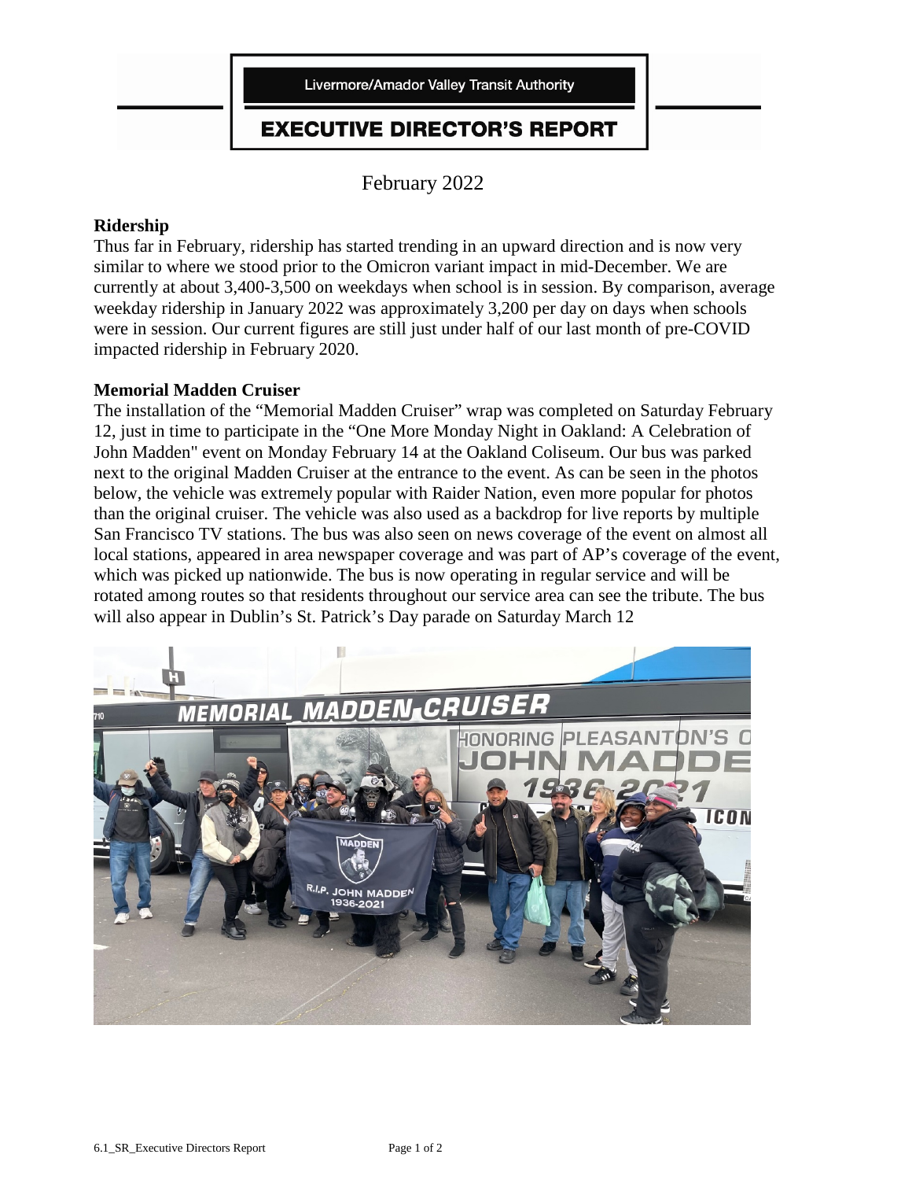Livermore/Amador Valley Transit Authority

# EXECUTIVE DIRECTOR'S REPORT

February 2022

**Ridership**

Thus far in February, ridership has started trending in an upward direction and is now very similar to where we stood prior to the Omicron variant impact in mid-December. We are currently at about 3,400-3,500 on weekdays when school is in session. By comparison, average weekday ridership in January 2022 was approximately 3,200 per day on days when schools were in session. Our current figures are still just under half of our last month of pre-COVID impacted ridership in February 2020.

**Memorial Madden Cruiser**

The installation of the "Memorial Madden Cruiser" wrap was completed on Saturday February 12, just in time to participate in the "One More Monday Night in Oakland: A Celebration of John Madden" event on Monday February 14 at the Oakland Coliseum. Our bus was parked next to the original Madden Cruiser at the entrance to the event. As can be seen in the photos below, the vehicle was extremely popular with Raider Nation, even more popular for photos than the original cruiser. The vehicle was also used as a backdrop for live reports by multiple San Francisco TV stations. The bus was also seen on news coverage of the event on almost all local stations, appeared in area newspaper coverage and was part of AP's coverage of the event, which was picked up nationwide. The bus is now operating in regular service and will be rotated among routes so that residents throughout our service area can see the tribute. The bus will also appear in Dublin's St. Patrick's Day parade on Saturday March 12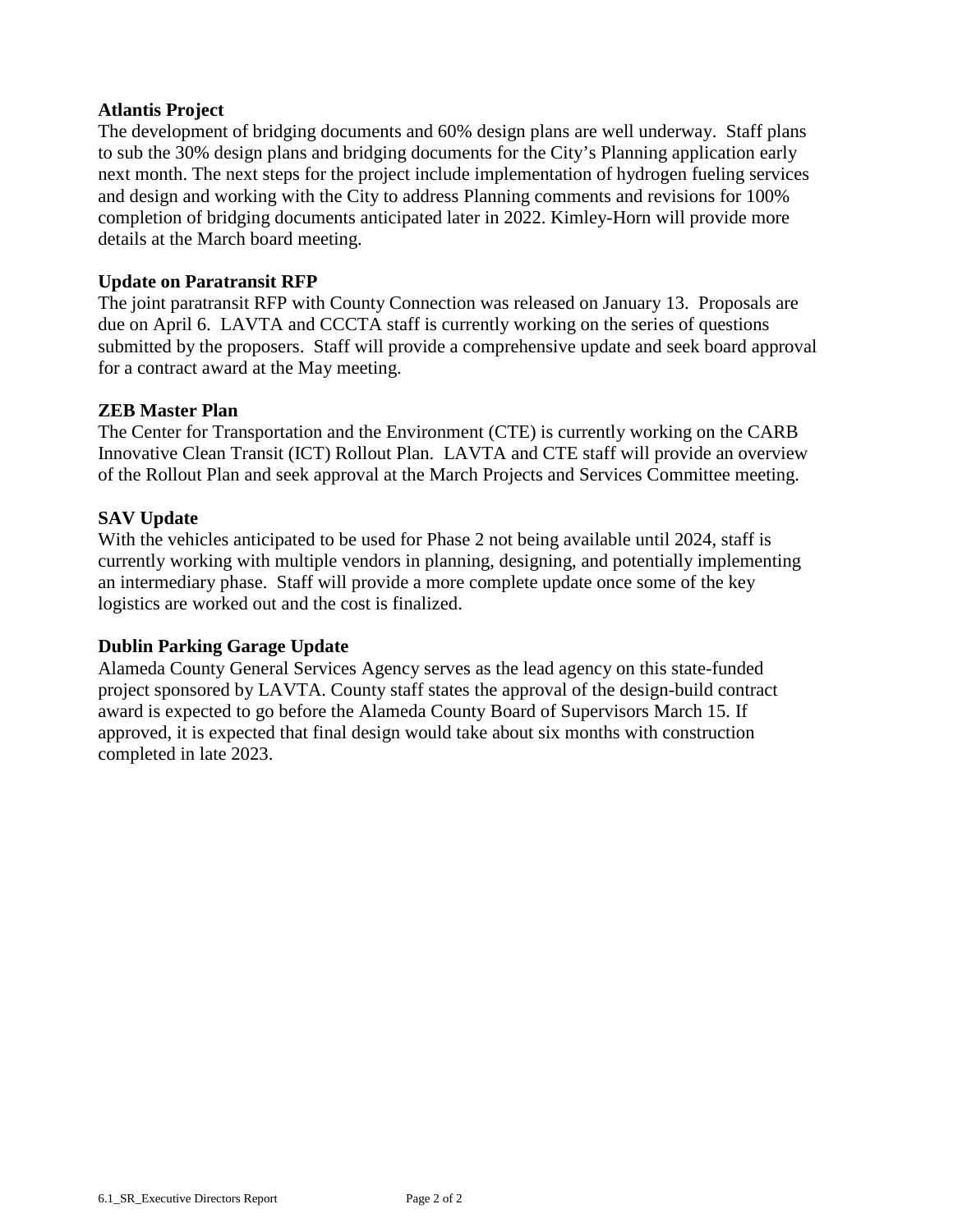**Atlantis Project**

The development of bridging documents and 60% design plans are well underway. Staff plans to sub the 30% design plans and bridging documents for the City's Planning application early next month. The next steps for the project include implementation of hydrogen fueling services and design and working with the City to address Planning comments and revisions for 100% completion of bridging documents anticipated later in 2022. Kimley-Horn will provide more details at the March board meeting.

**Update on Paratransit RFP**

The joint paratransit RFP with County Connection was released on January 13. Proposals are due on April 6. LAVTA and CCCTA staff is currently working on the series of questions submitted by the proposers. Staff will provide a comprehensive update and seek board approval for a contract award at the May meeting.

**ZEB Master Plan**

The Center for Transportation and the Environment (CTE) is currently working on the CARB Innovative Clean Transit (ICT) Rollout Plan. LAVTA and CTE staff will provide an overview of the Rollout Plan and seek approval at the March Projects and Services Committee meeting.

**SAV Update**

With the vehicles anticipated to be used for Phase 2 not being available until 2024, staff is currently working with multiple vendors in planning, designing, and potentially implementing an intermediary phase. Staff will provide a more complete update once some of the key logistics are worked out and the cost is finalized.

**Dublin Parking Garage Update**

Alameda County General Services Agency serves as the lead agency on this state-funded project sponsored by LAVTA. County staff states the approval of the design-build contract award is expected to go before the Alameda County Board of Supervisors March 15. If approved, it is expected that final design would take about six months with construction completed in late 2023.